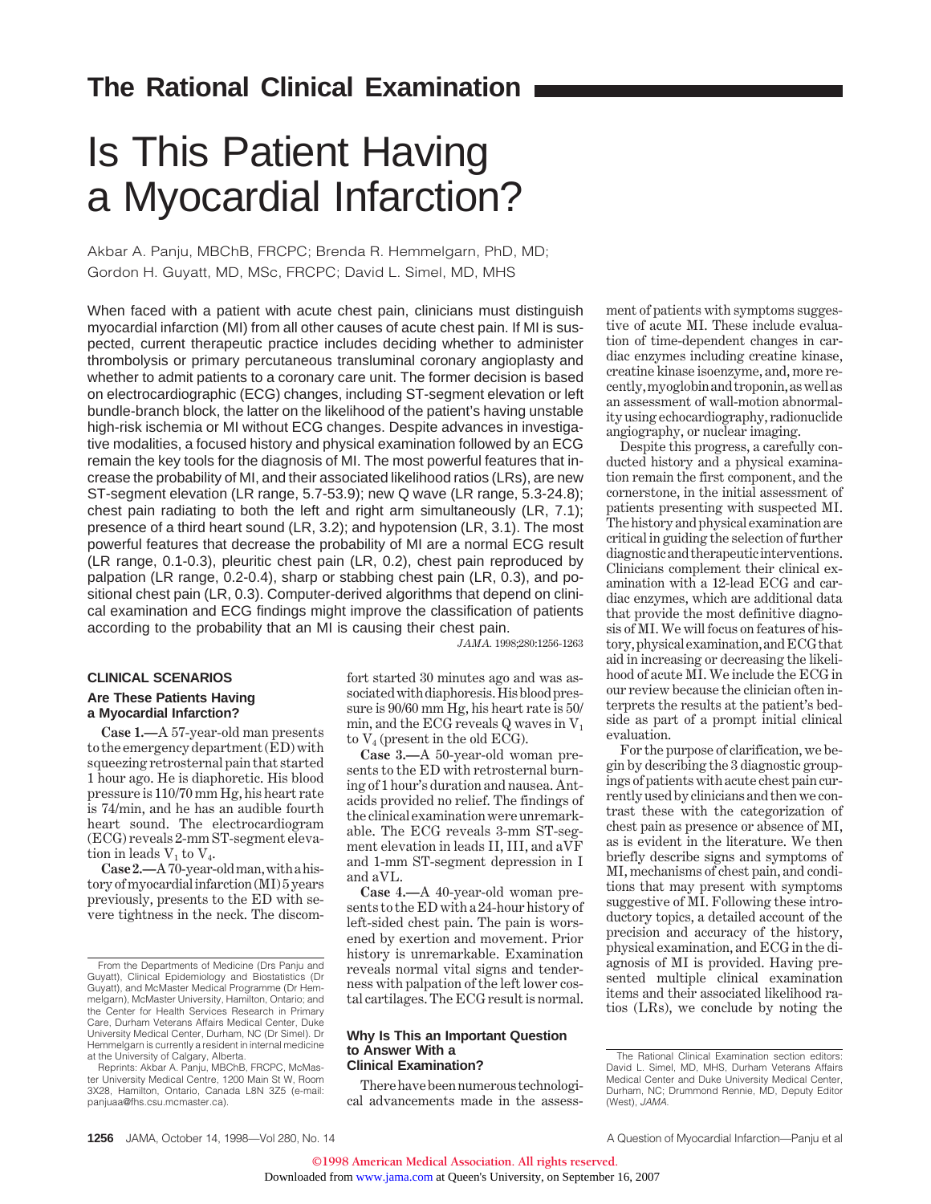# The Rational Clinical Examination

# Is This Patient Having a Myocardial Infarction?

Akbar A. Panju, MBChB, FRCPC; Brenda R. Hemmelgarn, PhD, MD; Gordon H. Guyatt, MD, MSc, FRCPC; David L. Simel, MD, MHS

When faced with a patient with acute chest pain, clinicians must distinguish myocardial infarction (MI) from all other causes of acute chest pain. If MI is suspected, current therapeutic practice includes deciding whether to administer thrombolysis or primary percutaneous transluminal coronary angioplasty and whether to admit patients to a coronary care unit. The former decision is based on electrocardiographic (ECG) changes, including ST-segment elevation or left bundle-branch block, the latter on the likelihood of the patient's having unstable high-risk ischemia or MI without ECG changes. Despite advances in investigative modalities, a focused history and physical examination followed by an ECG remain the key tools for the diagnosis of MI. The most powerful features that increase the probability of MI, and their associated likelihood ratios (LRs), are new ST-segment elevation (LR range, 5.7-53.9); new Q wave (LR range, 5.3-24.8); chest pain radiating to both the left and right arm simultaneously (LR, 7.1); presence of a third heart sound (LR, 3.2); and hypotension (LR, 3.1). The most powerful features that decrease the probability of MI are a normal ECG result (LR range, 0.1-0.3), pleuritic chest pain (LR, 0.2), chest pain reproduced by palpation (LR range, 0.2-0.4), sharp or stabbing chest pain (LR, 0.3), and positional chest pain (LR, 0.3). Computer-derived algorithms that depend on clinical examination and ECG findings might improve the classification of patients according to the probability that an MI is causing their chest pain.

*JAMA*. 1998;280:1256-1263

## CLINICAL SCENARIOS

### Are These Patients Having a Myocardial Infarction?

**Case 1.—**A 57-year-old man presents to the emergency department (ED) with squeezing retrosternal pain that started 1 hour ago. He is diaphoretic. His blood pressure is 110/70 mm Hg, his heart rate is 74/min, and he has an audible fourth heart sound. The electrocardiogram (ECG) reveals 2-mm ST-segment elevation in leads $V_1$ to $V_4$.

**Case 2.—**A 70-year-old man, with a history of myocardial infarction (MI) 5 years previously, presents to the ED with severe tightness in the neck. The discomfort started 30 minutes ago and was associated with diaphoresis. His blood pressure is 90/60 mm Hg, his heart rate is 50/min, and the ECG reveals Q waves in $V_1$ to $V_4$ (present in the old ECG).

**Case 3.—**A 50-year-old woman presents to the ED with retrosternal burning of 1 hour's duration and nausea. Antacids provided no relief. The findings of the clinical examination were unremarkable. The ECG reveals 3-mm ST-segment elevation in leads II, III, and aVF and 1-mm ST-segment depression in I and aVL.

**Case 4.—**A 40-year-old woman presents to the ED with a 24-hour history of left-sided chest pain. The pain is worsened by exertion and movement. Prior history is unremarkable. Examination reveals normal vital signs and tenderness with palpation of the left lower costal cartilages. The ECG result is normal.

### Why Is This an Important Question to Answer With a Clinical Examination?

There have been numerous technological advancements made in the assessment of patients with symptoms suggestive of acute MI. These include evaluation of time-dependent changes in cardiac enzymes including creatine kinase, creatine kinase isoenzyme, and, more recently, myoglobin and troponin, as well as an assessment of wall-motion abnormality using echocardiography, radionuclide angiography, or nuclear imaging.

Despite this progress, a carefully conducted history and a physical examination remain the first component, and the cornerstone, in the initial assessment of patients presenting with suspected MI. The history and physical examination are critical in guiding the selection of further diagnostic and therapeutic interventions. Clinicians complement their clinical examination with a 12-lead ECG and cardiac enzymes, which are additional data that provide the most definitive diagnosis of MI. We will focus on features of history, physical examination, and ECG that aid in increasing or decreasing the likelihood of acute MI. We include the ECG in our review because the clinician often interprets the results at the patient's bedside as part of a prompt initial clinical evaluation.

For the purpose of clarification, we begin by describing the 3 diagnostic groupings of patients with acute chest pain currently used by clinicians and then we contrast these with the categorization of chest pain as presence or absence of MI, as is evident in the literature. We then briefly describe signs and symptoms of MI, mechanisms of chest pain, and conditions that may present with symptoms suggestive of MI. Following these introductory topics, a detailed account of the precision and accuracy of the history, physical examination, and ECG in the diagnosis of MI is provided. Having presented multiple clinical examination items and their associated likelihood ratios (LRs), we conclude by noting the

From the Departments of Medicine (Drs Panju and Guyatt), Clinical Epidemiology and Biostatistics (Dr Guyatt), and McMaster Medical Programme (Dr Hemmelgarn), McMaster University, Hamilton, Ontario; and the Center for Health Services Research in Primary Care, Durham Veterans Affairs Medical Center, Duke University Medical Center, Durham, NC (Dr Simel). Dr Hemmelgarn is currently a resident in internal medicine at the University of Calgary, Alberta.

Reprints: Akbar A. Panju, MBChB, FRCPC, McMaster University Medical Centre, 1200 Main St W, Room 3X28, Hamilton, Ontario, Canada L8N 3Z5 (e-mail: panjuaa@fhs.csu.mcmaster.ca).

The Rational Clinical Examination section editors: David L. Simel, MD, MHS, Durham Veterans Affairs Medical Center and Duke University Medical Center, Durham, NC; Drummond Rennie, MD, Deputy Editor (West), *JAMA*.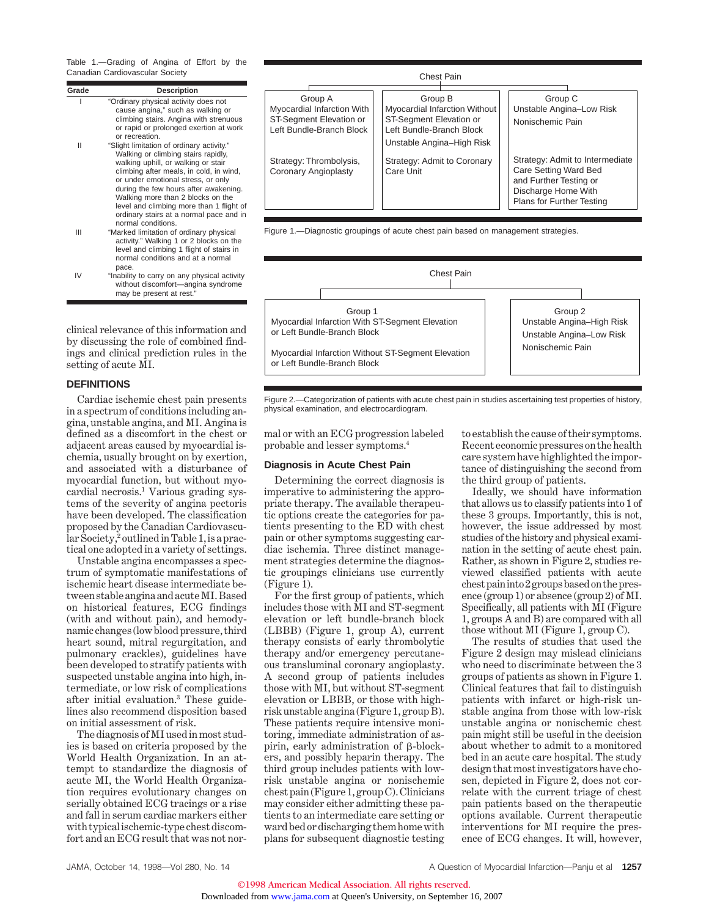Table 1.—Grading of Angina of Effort by the Canadian Cardiovascular Society

| Grade | Description |
|---|---|
| I | "Ordinary physical activity does not cause angina," such as walking or climbing stairs. Angina with strenuous or rapid or prolonged exertion at work or recreation. |
| II | "Slight limitation of ordinary activity." Walking or climbing stairs rapidly, walking uphill, or walking or stair climbing after meals, in cold, in wind, or under emotional stress, or only during the few hours after awakening. Walking more than 2 blocks on the level and climbing more than 1 flight of ordinary stairs at a normal pace and in normal conditions. |
| III | "Marked limitation of ordinary physical activity." Walking 1 or 2 blocks on the level and climbing 1 flight of stairs in normal conditions and at a normal pace. |
| IV | "Inability to carry on any physical activity without discomfort—angina syndrome may be present at rest." |

clinical relevance of this information and by discussing the role of combined findings and clinical prediction rules in the setting of acute MI.

## DEFINITIONS

Cardiac ischemic chest pain presents in a spectrum of conditions including angina, unstable angina, and MI. Angina is defined as a discomfort in the chest or adjacent areas caused by myocardial ischemia, usually brought on by exertion, and associated with a disturbance of myocardial function, but without myocardial necrosis.[1] Various grading systems of the severity of angina pectoris have been developed. The classification proposed by the Canadian Cardiovascular Society,[2] outlined in Table 1, is a practical one adopted in a variety of settings.

Unstable angina encompasses a spectrum of symptomatic manifestations of ischemic heart disease intermediate between stable angina and acute MI. Based on historical features, ECG findings (with and without pain), and hemodynamic changes (low blood pressure, third heart sound, mitral regurgitation, and pulmonary crackles), guidelines have been developed to stratify patients with suspected unstable angina into high, intermediate, or low risk of complications after initial evaluation.[3] These guidelines also recommend disposition based on initial assessment of risk.

The diagnosis of MI used in most studies is based on criteria proposed by the World Health Organization. In an attempt to standardize the diagnosis of acute MI, the World Health Organization requires evolutionary changes on serially obtained ECG tracings or a rise and fall in serum cardiac markers either with typical ischemic-type chest discomfort and an ECG result that was not normal or with an ECG progression labeled probable and lesser symptoms.[4]

| Chest Pain | | |
|---|---|---|
| Group A<br>Myocardial Infarction With ST-Segment Elevation or Left Bundle-Branch Block | Group B<br>Myocardial Infarction Without ST-Segment Elevation or Left Bundle-Branch Block<br>Unstable Angina–High Risk | Group C<br>Unstable Angina–Low Risk<br>Nonischemic Pain |
| Strategy: Thrombolysis, Coronary Angioplasty | Strategy: Admit to Coronary Care Unit | Strategy: Admit to Intermediate Care Setting Ward Bed and Further Testing or Discharge Home With Plans for Further Testing |

Figure 1.—Diagnostic groupings of acute chest pain based on management strategies.

| Chest Pain | |
|---|---|
| Group 1<br>Myocardial Infarction With ST-Segment Elevation or Left Bundle-Branch Block<br>Myocardial Infarction Without ST-Segment Elevation or Left Bundle-Branch Block | Group 2<br>Unstable Angina–High Risk<br>Unstable Angina–Low Risk<br>Nonischemic Pain |

Figure 2.—Categorization of patients with acute chest pain in studies ascertaining test properties of history, physical examination, and electrocardiogram.

### Diagnosis in Acute Chest Pain

Determining the correct diagnosis is imperative to administering the appropriate therapy. The available therapeutic options create the categories for patients presenting to the ED with chest pain or other symptoms suggesting cardiac ischemia. Three distinct management strategies determine the diagnostic groupings clinicians use currently (Figure 1).

For the first group of patients, which includes those with MI and ST-segment elevation or left bundle-branch block (LBBB) (Figure 1, group A), current therapy consists of early thrombolytic therapy and/or emergency percutaneous transluminal coronary angioplasty. A second group of patients includes those with MI, but without ST-segment elevation or LBBB, or those with high-risk unstable angina (Figure 1, group B). These patients require intensive monitoring, immediate administration of aspirin, early administration of β-blockers, and possibly heparin therapy. The third group includes patients with low-risk unstable angina or nonischemic chest pain (Figure 1, group C). Clinicians may consider either admitting these patients to an intermediate care setting or ward bed or discharging them home with plans for subsequent diagnostic testing to establish the cause of their symptoms. Recent economic pressures on the health care system have highlighted the importance of distinguishing the second from the third group of patients.

Ideally, we should have information that allows us to classify patients into 1 of these 3 groups. Importantly, this is not, however, the issue addressed by most studies of the history and physical examination in the setting of acute chest pain. Rather, as shown in Figure 2, studies reviewed classified patients with acute chest pain into 2 groups based on the presence (group 1) or absence (group 2) of MI. Specifically, all patients with MI (Figure 1, groups A and B) are compared with all those without MI (Figure 1, group C).

The results of studies that used the Figure 2 design may mislead clinicians who need to discriminate between the 3 groups of patients as shown in Figure 1. Clinical features that fail to distinguish patients with infarct or high-risk unstable angina from those with low-risk unstable angina or nonischemic chest pain might still be useful in the decision about whether to admit to a monitored bed in an acute care hospital. The study design that most investigators have chosen, depicted in Figure 2, does not correlate with the current triage of chest pain patients based on the therapeutic options available. Current therapeutic interventions for MI require the presence of ECG changes. It will, however,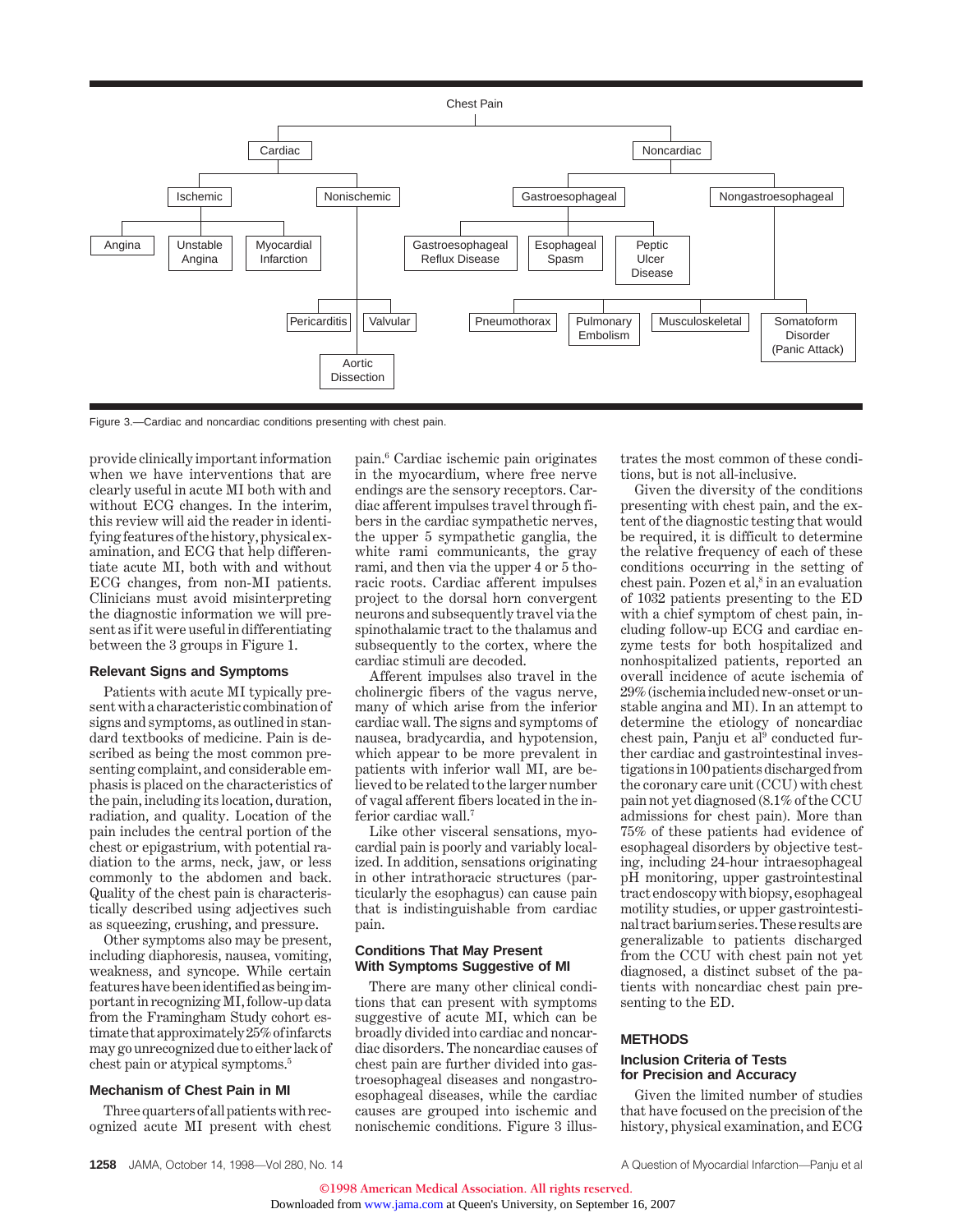Figure 3.—Cardiac and noncardiac conditions presenting with chest pain.

provide clinically important information when we have interventions that are clearly useful in acute MI both with and without ECG changes. In the interim, this review will aid the reader in identifying features of the history, physical examination, and ECG that help differentiate acute MI, both with and without ECG changes, from non-MI patients. Clinicians must avoid misinterpreting the diagnostic information we will present as if it were useful in differentiating between the 3 groups in Figure 1.

### Relevant Signs and Symptoms

Patients with acute MI typically present with a characteristic combination of signs and symptoms, as outlined in standard textbooks of medicine. Pain is described as being the most common presenting complaint, and considerable emphasis is placed on the characteristics of the pain, including its location, duration, radiation, and quality. Location of the pain includes the central portion of the chest or epigastrium, with potential radiation to the arms, neck, jaw, or less commonly to the abdomen and back. Quality of the chest pain is characteristically described using adjectives such as squeezing, crushing, and pressure.

Other symptoms also may be present, including diaphoresis, nausea, vomiting, weakness, and syncope. While certain features have been identified as being important in recognizing MI, follow-up data from the Framingham Study cohort estimate that approximately 25% of infarcts may go unrecognized due to either lack of chest pain or atypical symptoms.[5]

### Mechanism of Chest Pain in MI

Three quarters of all patients with recognized acute MI present with chest pain.[6] Cardiac ischemic pain originates in the myocardium, where free nerve endings are the sensory receptors. Cardiac afferent impulses travel through fibers in the cardiac sympathetic nerves, the upper 5 sympathetic ganglia, the white rami communicants, the gray rami, and then via the upper 4 or 5 thoracic roots. Cardiac afferent impulses project to the dorsal horn convergent neurons and subsequently travel via the spinothalamic tract to the thalamus and subsequently to the cortex, where the cardiac stimuli are decoded.

Afferent impulses also travel in the cholinergic fibers of the vagus nerve, many of which arise from the inferior cardiac wall. The signs and symptoms of nausea, bradycardia, and hypotension, which appear to be more prevalent in patients with inferior wall MI, are believed to be related to the larger number of vagal afferent fibers located in the inferior cardiac wall.[7]

Like other visceral sensations, myocardial pain is poorly and variably localized. In addition, sensations originating in other intrathoracic structures (particularly the esophagus) can cause pain that is indistinguishable from cardiac pain.

### Conditions That May Present With Symptoms Suggestive of MI

There are many other clinical conditions that can present with symptoms suggestive of acute MI, which can be broadly divided into cardiac and noncardiac disorders. The noncardiac causes of chest pain are further divided into gastroesophageal diseases and nongastroesophageal diseases, while the cardiac causes are grouped into ischemic and nonischemic conditions. Figure 3 illustrates the most common of these conditions, but is not all-inclusive.

Given the diversity of the conditions presenting with chest pain, and the extent of the diagnostic testing that would be required, it is difficult to determine the relative frequency of each of these conditions occurring in the setting of chest pain. Pozen et al,[8] in an evaluation of 1032 patients presenting to the ED with a chief symptom of chest pain, including follow-up ECG and cardiac enzyme tests for both hospitalized and nonhospitalized patients, reported an overall incidence of acute ischemia of 29% (ischemia included new-onset or unstable angina and MI). In an attempt to determine the etiology of noncardiac chest pain, Panju et al[9] conducted further cardiac and gastrointestinal investigations in 100 patients discharged from the coronary care unit (CCU) with chest pain not yet diagnosed (8.1% of the CCU admissions for chest pain). More than 75% of these patients had evidence of esophageal disorders by objective testing, including 24-hour intraesophageal pH monitoring, upper gastrointestinal tract endoscopy with biopsy, esophageal motility studies, or upper gastrointestinal tract barium series. These results are generalizable to patients discharged from the CCU with chest pain not yet diagnosed, a distinct subset of the patients with noncardiac chest pain presenting to the ED.

## METHODS

### Inclusion Criteria of Tests for Precision and Accuracy

Given the limited number of studies that have focused on the precision of the history, physical examination, and ECG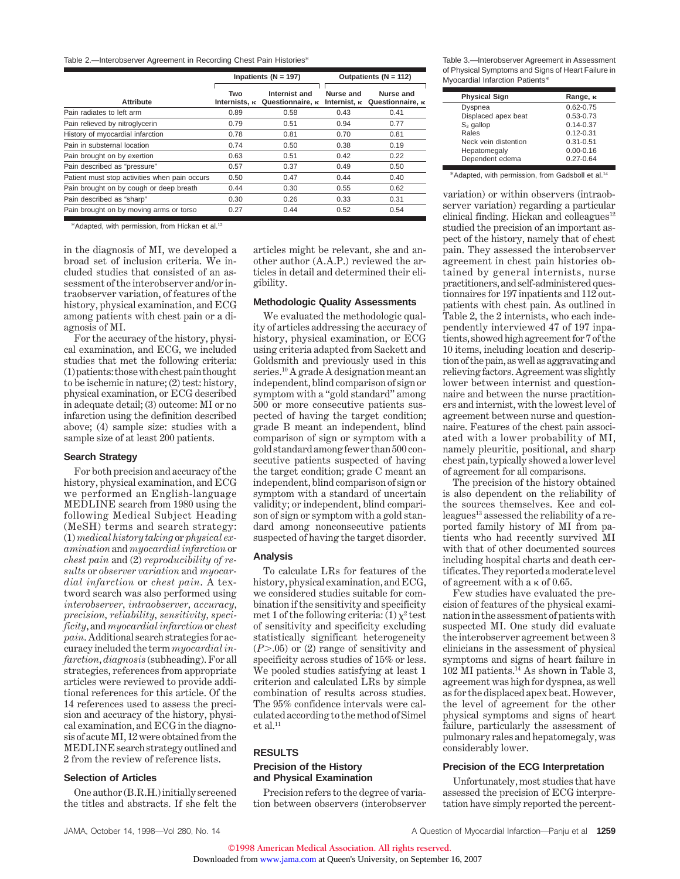Table 2.—Interobserver Agreement in Recording Chest Pain Histories*

| | Inpatients (N = 197) | | Outpatients (N = 112) | |
|---|---|---|---|---|
| Attribute | Two Internists, κ | Internist and Questionnaire, κ | Nurse and Internist, κ | Nurse and Questionnaire, κ |
| Pain radiates to left arm | 0.89 | 0.58 | 0.43 | 0.41 |
| Pain relieved by nitroglycerin | 0.79 | 0.51 | 0.94 | 0.77 |
| History of myocardial infarction | 0.78 | 0.81 | 0.70 | 0.81 |
| Pain in substernal location | 0.74 | 0.50 | 0.38 | 0.19 |
| Pain brought on by exertion | 0.63 | 0.51 | 0.42 | 0.22 |
| Pain described as "pressure" | 0.57 | 0.37 | 0.49 | 0.50 |
| Patient must stop activities when pain occurs | 0.50 | 0.47 | 0.44 | 0.40 |
| Pain brought on by cough or deep breath | 0.44 | 0.30 | 0.55 | 0.62 |
| Pain described as "sharp" | 0.30 | 0.26 | 0.33 | 0.31 |
| Pain brought on by moving arms or torso | 0.27 | 0.44 | 0.52 | 0.54 |

*Adapted, with permission, from Hickan et al.[12]

Table 3.—Interobserver Agreement in Assessment of Physical Symptoms and Signs of Heart Failure in Myocardial Infarction Patients*

| Physical Sign | Range, κ |
|---|---|
| Dyspnea | 0.62-0.75 |
| Displaced apex beat | 0.53-0.73 |
| $S_3$ gallop | 0.14-0.37 |
| Rales | 0.12-0.31 |
| Neck vein distention | 0.31-0.51 |
| Hepatomegaly | 0.00-0.16 |
| Dependent edema | 0.27-0.64 |

*Adapted, with permission, from Gadsboll et al.[14]

in the diagnosis of MI, we developed a broad set of inclusion criteria. We included studies that consisted of an assessment of the interobserver and/or intraobserver variation, of features of the history, physical examination, and ECG among patients with chest pain or a diagnosis of MI.

For the accuracy of the history, physical examination, and ECG, we included studies that met the following criteria: (1) patients: those with chest pain thought to be ischemic in nature; (2) test: history, physical examination, or ECG described in adequate detail; (3) outcome: MI or no infarction using the definition described above; (4) sample size: studies with a sample size of at least 200 patients.

### Search Strategy

For both precision and accuracy of the history, physical examination, and ECG we performed an English-language MEDLINE search from 1980 using the following Medical Subject Heading (MeSH) terms and search strategy: (1) *medical history taking* or *physical examination* and *myocardial infarction* or *chest pain* and (2) *reproducibility of results* or *observer variation* and *myocardial infarction* or *chest pain*. A textword search was also performed using *interobserver*, *intraobserver*, *accuracy*, *precision*, *reliability*, *sensitivity*, *specificity*, and *myocardial infarction* or *chest pain*. Additional search strategies for accuracy included the term *myocardial infarction*, *diagnosis* (subheading). For all strategies, references from appropriate articles were reviewed to provide additional references for this article. Of the 14 references used to assess the precision and accuracy of the history, physical examination, and ECG in the diagnosis of acute MI, 12 were obtained from the MEDLINE search strategy outlined and 2 from the review of reference lists.

### Selection of Articles

One author (B.R.H.) initially screened the titles and abstracts. If she felt the articles might be relevant, she and another author (A.A.P.) reviewed the articles in detail and determined their eligibility.

### Methodologic Quality Assessments

We evaluated the methodologic quality of articles addressing the accuracy of history, physical examination, or ECG using criteria adapted from Sackett and Goldsmith and previously used in this series.[10] A grade A designation meant an independent, blind comparison of sign or symptom with a "gold standard" among 500 or more consecutive patients suspected of having the target condition; grade B meant an independent, blind comparison of sign or symptom with a gold standard among fewer than 500 consecutive patients suspected of having the target condition; grade C meant an independent, blind comparison of sign or symptom with a standard of uncertain validity; or independent, blind comparison of sign or symptom with a gold standard among nonconsecutive patients suspected of having the target disorder.

### Analysis

To calculate LRs for features of the history, physical examination, and ECG, we considered studies suitable for combination if the sensitivity and specificity met 1 of the following criteria: (1) $\chi^2$ test of sensitivity and specificity excluding statistically significant heterogeneity ($P > .05$) or (2) range of sensitivity and specificity across studies of 15% or less. We pooled studies satisfying at least 1 criterion and calculated LRs by simple combination of results across studies. The 95% confidence intervals were calculated according to the method of Simel et al.[11]

## RESULTS

### Precision of the History and Physical Examination

Precision refers to the degree of variation between observers (interobserver variation) or within observers (intraobserver variation) regarding a particular clinical finding. Hickan and colleagues[12] studied the precision of an important aspect of the history, namely that of chest pain. They assessed the interobserver agreement in chest pain histories obtained by general internists, nurse practitioners, and self-administered questionnaires for 197 inpatients and 112 outpatients with chest pain. As outlined in Table 2, the 2 internists, who each independently interviewed 47 of 197 inpatients, showed high agreement for 7 of the 10 items, including location and description of the pain, as well as aggravating and relieving factors. Agreement was slightly lower between internist and questionnaire and between the nurse practitioners and internist, with the lowest level of agreement between nurse and questionnaire. Features of the chest pain associated with a lower probability of MI, namely pleuritic, positional, and sharp chest pain, typically showed a lower level of agreement for all comparisons.

The precision of the history obtained is also dependent on the reliability of the sources themselves. Kee and colleagues[13] assessed the reliability of a reported family history of MI from patients who had recently survived MI with that of other documented sources including hospital charts and death certificates. They reported a moderate level of agreement with a κ of 0.65.

Few studies have evaluated the precision of features of the physical examination in the assessment of patients with suspected MI. One study did evaluate the interobserver agreement between 3 clinicians in the assessment of physical symptoms and signs of heart failure in 102 MI patients.[14] As shown in Table 3, agreement was high for dyspnea, as well as for the displaced apex beat. However, the level of agreement for the other physical symptoms and signs of heart failure, particularly the assessment of pulmonary rales and hepatomegaly, was considerably lower.

### Precision of the ECG Interpretation

Unfortunately, most studies that have assessed the precision of ECG interpretation have simply reported the percent-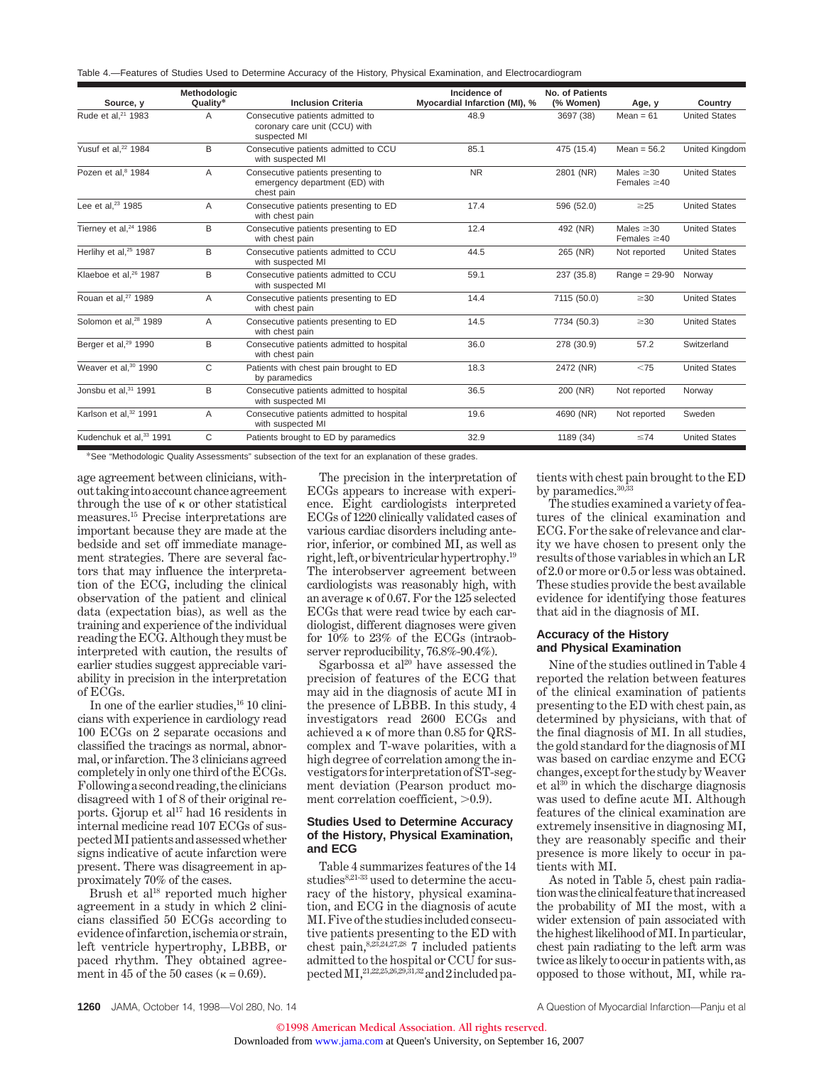Table 4.—Features of Studies Used to Determine Accuracy of the History, Physical Examination, and Electrocardiogram

| Source, y | Methodologic Quality* | Inclusion Criteria | Incidence of Myocardial Infarction (MI), % | No. of Patients (% Women) | Age, y | Country |
|---|---|---|---|---|---|---|
| Rude et al,[21] 1983 | A | Consecutive patients admitted to coronary care unit (CCU) with suspected MI | 48.9 | 3697 (38) | Mean = 61 | United States |
| Yusuf et al,[22] 1984 | B | Consecutive patients admitted to CCU with suspected MI | 85.1 | 475 (15.4) | Mean = 56.2 | United Kingdom |
| Pozen et al,[8] 1984 | A | Consecutive patients presenting to emergency department (ED) with chest pain | NR | 2801 (NR) | Males ≥30 Females ≥40 | United States |
| Lee et al,[23] 1985 | A | Consecutive patients presenting to ED with chest pain | 17.4 | 596 (52.0) | ≥25 | United States |
| Tierney et al,[24] 1986 | B | Consecutive patients presenting to ED with chest pain | 12.4 | 492 (NR) | Males ≥30 Females ≥40 | United States |
| Herlihy et al,[25] 1987 | B | Consecutive patients admitted to CCU with suspected MI | 44.5 | 265 (NR) | Not reported | United States |
| Klaeboe et al,[26] 1987 | B | Consecutive patients admitted to CCU with suspected MI | 59.1 | 237 (35.8) | Range = 29-90 | Norway |
| Rouan et al,[27] 1989 | A | Consecutive patients presenting to ED with chest pain | 14.4 | 7115 (50.0) | ≥30 | United States |
| Solomon et al,[28] 1989 | A | Consecutive patients presenting to ED with chest pain | 14.5 | 7734 (50.3) | ≥30 | United States |
| Berger et al,[29] 1990 | B | Consecutive patients admitted to hospital with chest pain | 36.0 | 278 (30.9) | 57.2 | Switzerland |
| Weaver et al,[30] 1990 | C | Patients with chest pain brought to ED by paramedics | 18.3 | 2472 (NR) | <75 | United States |
| Jonsbu et al,[31] 1991 | B | Consecutive patients admitted to hospital with suspected MI | 36.5 | 200 (NR) | Not reported | Norway |
| Karlson et al,[32] 1991 | A | Consecutive patients admitted to hospital with suspected MI | 19.6 | 4690 (NR) | Not reported | Sweden |
| Kudenchuk et al,[33] 1991 | C | Patients brought to ED by paramedics | 32.9 | 1189 (34) | ≤74 | United States |

*See "Methodologic Quality Assessments" subsection of the text for an explanation of these grades.

age agreement between clinicians, without taking into account chance agreement through the use of κ or other statistical measures.[15] Precise interpretations are important because they are made at the bedside and set off immediate management strategies. There are several factors that may influence the interpretation of the ECG, including the clinical observation of the patient and clinical data (expectation bias), as well as the training and experience of the individual reading the ECG. Although they must be interpreted with caution, the results of earlier studies suggest appreciable variability in precision in the interpretation of ECGs.

In one of the earlier studies,[16] 10 clinicians with experience in cardiology read 100 ECGs on 2 separate occasions and classified the tracings as normal, abnormal, or infarction. The 3 clinicians agreed completely in only one third of the ECGs. Following a second reading, the clinicians disagreed with 1 of 8 of their original reports. Gjorup et al[17] had 16 residents in internal medicine read 107 ECGs of suspected MI patients and assessed whether signs indicative of acute infarction were present. There was disagreement in approximately 70% of the cases.

Brush et al[18] reported much higher agreement in a study in which 2 clinicians classified 50 ECGs according to evidence of infarction, ischemia or strain, left ventricle hypertrophy, LBBB, or paced rhythm. They obtained agreement in 45 of the 50 cases (κ = 0.69).

The precision in the interpretation of ECGs appears to increase with experience. Eight cardiologists interpreted ECGs of 1220 clinically validated cases of various cardiac disorders including anterior, inferior, or combined MI, as well as right, left, or biventricular hypertrophy.[19] The interobserver agreement between cardiologists was reasonably high, with an average κ of 0.67. For the 125 selected ECGs that were read twice by each cardiologist, different diagnoses were given for 10% to 23% of the ECGs (intraobserver reproducibility, 76.8%-90.4%).

Sgarbossa et al[20] have assessed the precision of features of the ECG that may aid in the diagnosis of acute MI in the presence of LBBB. In this study, 4 investigators read 2600 ECGs and achieved a κ of more than 0.85 for QRS-complex and T-wave polarities, with a high degree of correlation among the investigators for interpretation of ST-segment deviation (Pearson product moment correlation coefficient, >0.9).

### Studies Used to Determine Accuracy of the History, Physical Examination, and ECG

Table 4 summarizes features of the 14 studies[8,21-33] used to determine the accuracy of the history, physical examination, and ECG in the diagnosis of acute MI. Five of the studies included consecutive patients presenting to the ED with chest pain,[8,23,24,27,28] 7 included patients admitted to the hospital or CCU for suspected MI,[21,22,25,26,29,31,32] and 2 included patients with chest pain brought to the ED by paramedics.[30,33]

The studies examined a variety of features of the clinical examination and ECG. For the sake of relevance and clarity we have chosen to present only the results of those variables in which an LR of 2.0 or more or 0.5 or less was obtained. These studies provide the best available evidence for identifying those features that aid in the diagnosis of MI.

### Accuracy of the History and Physical Examination

Nine of the studies outlined in Table 4 reported the relation between features of the clinical examination of patients presenting to the ED with chest pain, as determined by physicians, with that of the final diagnosis of MI. In all studies, the gold standard for the diagnosis of MI was based on cardiac enzyme and ECG changes, except for the study by Weaver et al[30] in which the discharge diagnosis was used to define acute MI. Although features of the clinical examination are extremely insensitive in diagnosing MI, they are reasonably specific and their presence is more likely to occur in patients with MI.

As noted in Table 5, chest pain radiation was the clinical feature that increased the probability of MI the most, with a wider extension of pain associated with the highest likelihood of MI. In particular, chest pain radiating to the left arm was twice as likely to occur in patients with, as opposed to those without, MI, while ra-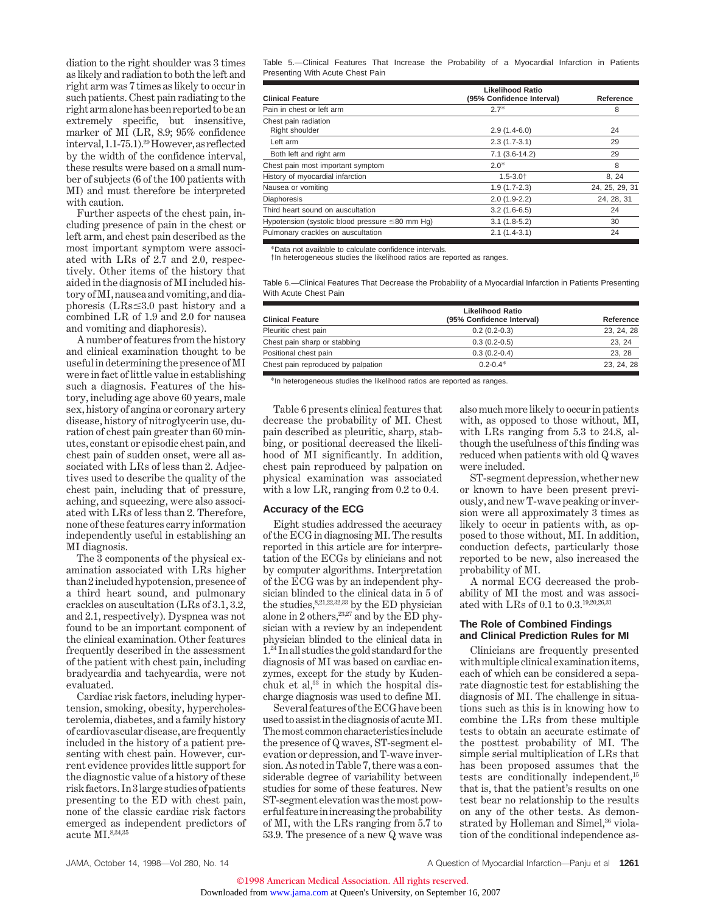diation to the right shoulder was 3 times as likely and radiation to both the left and right arm was 7 times as likely to occur in such patients. Chest pain radiating to the right arm alone has been reported to be an extremely specific, but insensitive, marker of MI (LR, 8.9; 95% confidence interval, 1.1-75.1).[29] However, as reflected by the width of the confidence interval, these results were based on a small number of subjects (6 of the 100 patients with MI) and must therefore be interpreted with caution.

Further aspects of the chest pain, including presence of pain in the chest or left arm, and chest pain described as the most important symptom were associated with LRs of 2.7 and 2.0, respectively. Other items of the history that aided in the diagnosis of MI included history of MI, nausea and vomiting, and diaphoresis (LRs≤3.0 past history and a combined LR of 1.9 and 2.0 for nausea and vomiting and diaphoresis).

A number of features from the history and clinical examination thought to be useful in determining the presence of MI were in fact of little value in establishing such a diagnosis. Features of the history, including age above 60 years, male sex, history of angina or coronary artery disease, history of nitroglycerin use, duration of chest pain greater than 60 minutes, constant or episodic chest pain, and chest pain of sudden onset, were all associated with LRs of less than 2. Adjectives used to describe the quality of the chest pain, including that of pressure, aching, and squeezing, were also associated with LRs of less than 2. Therefore, none of these features carry information independently useful in establishing an MI diagnosis.

The 3 components of the physical examination associated with LRs higher than 2 included hypotension, presence of a third heart sound, and pulmonary crackles on auscultation (LRs of 3.1, 3.2, and 2.1, respectively). Dyspnea was not found to be an important component of the clinical examination. Other features frequently described in the assessment of the patient with chest pain, including bradycardia and tachycardia, were not evaluated.

Cardiac risk factors, including hypertension, smoking, obesity, hypercholesterolemia, diabetes, and a family history of cardiovascular disease, are frequently included in the history of a patient presenting with chest pain. However, current evidence provides little support for the diagnostic value of a history of these risk factors. In 3 large studies of patients presenting to the ED with chest pain, none of the classic cardiac risk factors emerged as independent predictors of acute MI.[8,34,35]

Table 5.—Clinical Features That Increase the Probability of a Myocardial Infarction in Patients Presenting With Acute Chest Pain

| Clinical Feature | Likelihood Ratio (95% Confidence Interval) | Reference |
|---|---|---|
| Pain in chest or left arm | 2.7* | 8 |
| Chest pain radiation | | |
| Right shoulder | 2.9 (1.4-6.0) | 24 |
| Left arm | 2.3 (1.7-3.1) | 29 |
| Both left and right arm | 7.1 (3.6-14.2) | 29 |
| Chest pain most important symptom | 2.0* | 8 |
| History of myocardial infarction | 1.5-3.0† | 8, 24 |
| Nausea or vomiting | 1.9 (1.7-2.3) | 24, 25, 29, 31 |
| Diaphoresis | 2.0 (1.9-2.2) | 24, 28, 31 |
| Third heart sound on auscultation | 3.2 (1.6-6.5) | 24 |
| Hypotension (systolic blood pressure ≤80 mm Hg) | 3.1 (1.8-5.2) | 30 |
| Pulmonary crackles on auscultation | 2.1 (1.4-3.1) | 24 |

*Data not available to calculate confidence intervals.
†In heterogeneous studies the likelihood ratios are reported as ranges.

Table 6.—Clinical Features That Decrease the Probability of a Myocardial Infarction in Patients Presenting With Acute Chest Pain

| Clinical Feature | Likelihood Ratio (95% Confidence Interval) | Reference |
|---|---|---|
| Pleuritic chest pain | 0.2 (0.2-0.3) | 23, 24, 28 |
| Chest pain sharp or stabbing | 0.3 (0.2-0.5) | 23, 24 |
| Positional chest pain | 0.3 (0.2-0.4) | 23, 28 |
| Chest pain reproduced by palpation | 0.2-0.4* | 23, 24, 28 |

*In heterogeneous studies the likelihood ratios are reported as ranges.

Table 6 presents clinical features that decrease the probability of MI. Chest pain described as pleuritic, sharp, stabbing, or positional decreased the likelihood of MI significantly. In addition, chest pain reproduced by palpation on physical examination was associated with a low LR, ranging from 0.2 to 0.4.

### Accuracy of the ECG

Eight studies addressed the accuracy of the ECG in diagnosing MI. The results reported in this article are for interpretation of the ECGs by clinicians and not by computer algorithms. Interpretation of the ECG was by an independent physician blinded to the clinical data in 5 of the studies,[8,21,22,32,33] by the ED physician alone in 2 others,[23,27] and by the ED physician with a review by an independent physician blinded to the clinical data in 1.[24] In all studies the gold standard for the diagnosis of MI was based on cardiac enzymes, except for the study by Kudenchuk et al,[33] in which the hospital discharge diagnosis was used to define MI.

Several features of the ECG have been used to assist in the diagnosis of acute MI. The most common characteristics include the presence of Q waves, ST-segment elevation or depression, and T-wave inversion. As noted in Table 7, there was a considerable degree of variability between studies for some of these features. New ST-segment elevation was the most powerful feature in increasing the probability of MI, with the LRs ranging from 5.7 to 53.9. The presence of a new Q wave was also much more likely to occur in patients with, as opposed to those without, MI, with LRs ranging from 5.3 to 24.8, although the usefulness of this finding was reduced when patients with old Q waves were included.

ST-segment depression, whether new or known to have been present previously, and new T-wave peaking or inversion were all approximately 3 times as likely to occur in patients with, as opposed to those without, MI. In addition, conduction defects, particularly those reported to be new, also increased the probability of MI.

A normal ECG decreased the probability of MI the most and was associated with LRs of 0.1 to 0.3.[19,20,26,31]

### The Role of Combined Findings and Clinical Prediction Rules for MI

Clinicians are frequently presented with multiple clinical examination items, each of which can be considered a separate diagnostic test for establishing the diagnosis of MI. The challenge in situations such as this is in knowing how to combine the LRs from these multiple tests to obtain an accurate estimate of the posttest probability of MI. The simple serial multiplication of LRs that has been proposed assumes that the tests are conditionally independent,[15] that is, that the patient's results on one test bear no relationship to the results on any of the other tests. As demonstrated by Holleman and Simel,[36] violation of the conditional independence as-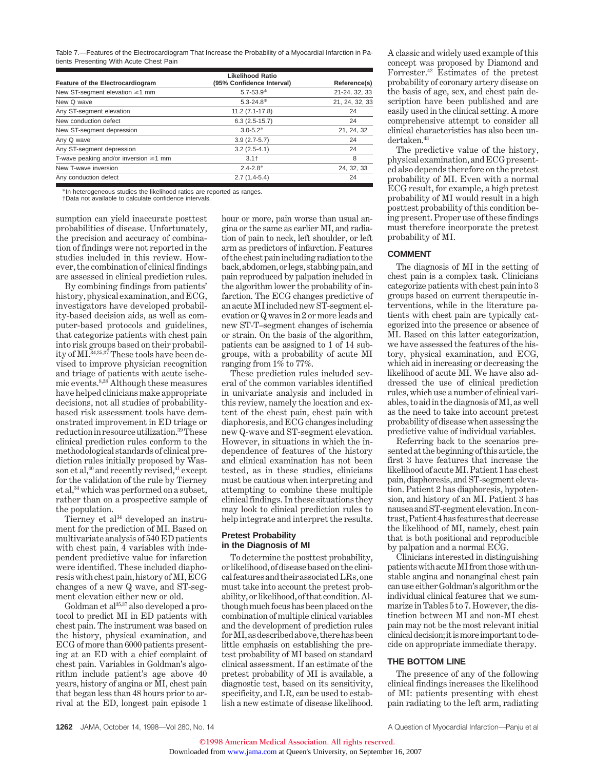Table 7.—Features of the Electrocardiogram That Increase the Probability of a Myocardial Infarction in Patients Presenting With Acute Chest Pain

| Feature of the Electrocardiogram | Likelihood Ratio (95% Confidence Interval) | Reference(s) |
|---|---|---|
| New ST-segment elevation ≥1 mm | 5.7-53.9* | 21-24, 32, 33 |
| New Q wave | 5.3-24.8* | 21, 24, 32, 33 |
| Any ST-segment elevation | 11.2 (7.1-17.8) | 24 |
| New conduction defect | 6.3 (2.5-15.7) | 24 |
| New ST-segment depression | 3.0-5.2* | 21, 24, 32 |
| Any Q wave | 3.9 (2.7-5.7) | 24 |
| Any ST-segment depression | 3.2 (2.5-4.1) | 24 |
| T-wave peaking and/or inversion ≥1 mm | 3.1† | 8 |
| New T-wave inversion | 2.4-2.8* | 24, 32, 33 |
| Any conduction defect | 2.7 (1.4-5.4) | 24 |

*In heterogeneous studies the likelihood ratios are reported as ranges.
†Data not available to calculate confidence intervals.

sumption can yield inaccurate posttest probabilities of disease. Unfortunately, the precision and accuracy of combination of findings were not reported in the studies included in this review. However, the combination of clinical findings are assessed in clinical prediction rules.

By combining findings from patients' history, physical examination, and ECG, investigators have developed probability-based decision aids, as well as computer-based protocols and guidelines, that categorize patients with chest pain into risk groups based on their probability of MI.[34,35,37] These tools have been devised to improve physician recognition and triage of patients with acute ischemic events.[8,38] Although these measures have helped clinicians make appropriate decisions, not all studies of probability-based risk assessment tools have demonstrated improvement in ED triage or reduction in resource utilization.[39] These clinical prediction rules conform to the methodological standards of clinical prediction rules initially proposed by Wasson et al,[40] and recently revised,[41] except for the validation of the rule by Tierney et al,[34] which was performed on a subset, rather than on a prospective sample of the population.

Tierney et al[34] developed an instrument for the prediction of MI. Based on multivariate analysis of 540 ED patients with chest pain, 4 variables with independent predictive value for infarction were identified. These included diaphoresis with chest pain, history of MI, ECG changes of a new Q wave, and ST-segment elevation either new or old.

Goldman et al[35,37] also developed a protocol to predict MI in ED patients with chest pain. The instrument was based on the history, physical examination, and ECG of more than 6000 patients presenting at an ED with a chief complaint of chest pain. Variables in Goldman's algorithm include patient's age above 40 years, history of angina or MI, chest pain that began less than 48 hours prior to arrival at the ED, longest pain episode 1 hour or more, pain worse than usual angina or the same as earlier MI, and radiation of pain to neck, left shoulder, or left arm as predictors of infarction. Features of the chest pain including radiation to the back, abdomen, or legs, stabbing pain, and pain reproduced by palpation included in the algorithm lower the probability of infarction. The ECG changes predictive of an acute MI included new ST-segment elevation or Q waves in 2 or more leads and new ST-T–segment changes of ischemia or strain. On the basis of the algorithm, patients can be assigned to 1 of 14 subgroups, with a probability of acute MI ranging from 1% to 77%.

These prediction rules included several of the common variables identified in univariate analysis and included in this review, namely the location and extent of the chest pain, chest pain with diaphoresis, and ECG changes including new Q-wave and ST-segment elevation. However, in situations in which the independence of features of the history and clinical examination has not been tested, as in these studies, clinicians must be cautious when interpreting and attempting to combine these multiple clinical findings. In these situations they may look to clinical prediction rules to help integrate and interpret the results.

### Pretest Probability in the Diagnosis of MI

To determine the posttest probability, or likelihood, of disease based on the clinical features and their associated LRs, one must take into account the pretest probability, or likelihood, of that condition. Although much focus has been placed on the combination of multiple clinical variables and the development of prediction rules for MI, as described above, there has been little emphasis on establishing the pretest probability of MI based on standard clinical assessment. If an estimate of the pretest probability of MI is available, a diagnostic test, based on its sensitivity, specificity, and LR, can be used to establish a new estimate of disease likelihood. A classic and widely used example of this concept was proposed by Diamond and Forrester.[42] Estimates of the pretest probability of coronary artery disease on the basis of age, sex, and chest pain description have been published and are easily used in the clinical setting. A more comprehensive attempt to consider all clinical characteristics has also been undertaken.[43]

The predictive value of the history, physical examination, and ECG presented also depends therefore on the pretest probability of MI. Even with a normal ECG result, for example, a high pretest probability of MI would result in a high posttest probability of this condition being present. Proper use of these findings must therefore incorporate the pretest probability of MI.

## COMMENT

The diagnosis of MI in the setting of chest pain is a complex task. Clinicians categorize patients with chest pain into 3 groups based on current therapeutic interventions, while in the literature patients with chest pain are typically categorized into the presence or absence of MI. Based on this latter categorization, we have assessed the features of the history, physical examination, and ECG, which aid in increasing or decreasing the likelihood of acute MI. We have also addressed the use of clinical prediction rules, which use a number of clinical variables, to aid in the diagnosis of MI, as well as the need to take into account pretest probability of disease when assessing the predictive value of individual variables.

Referring back to the scenarios presented at the beginning of this article, the first 3 have features that increase the likelihood of acute MI. Patient 1 has chest pain, diaphoresis, and ST-segment elevation. Patient 2 has diaphoresis, hypotension, and history of an MI. Patient 3 has nausea and ST-segment elevation. In contrast, Patient 4 has features that decrease the likelihood of MI, namely, chest pain that is both positional and reproducible by palpation and a normal ECG.

Clinicians interested in distinguishing patients with acute MI from those with unstable angina and nonanginal chest pain can use either Goldman's algorithm or the individual clinical features that we summarize in Tables 5 to 7. However, the distinction between MI and non-MI chest pain may not be the most relevant initial clinical decision; it is more important to decide on appropriate immediate therapy.

## THE BOTTOM LINE

The presence of any of the following clinical findings increases the likelihood of MI: patients presenting with chest pain radiating to the left arm, radiating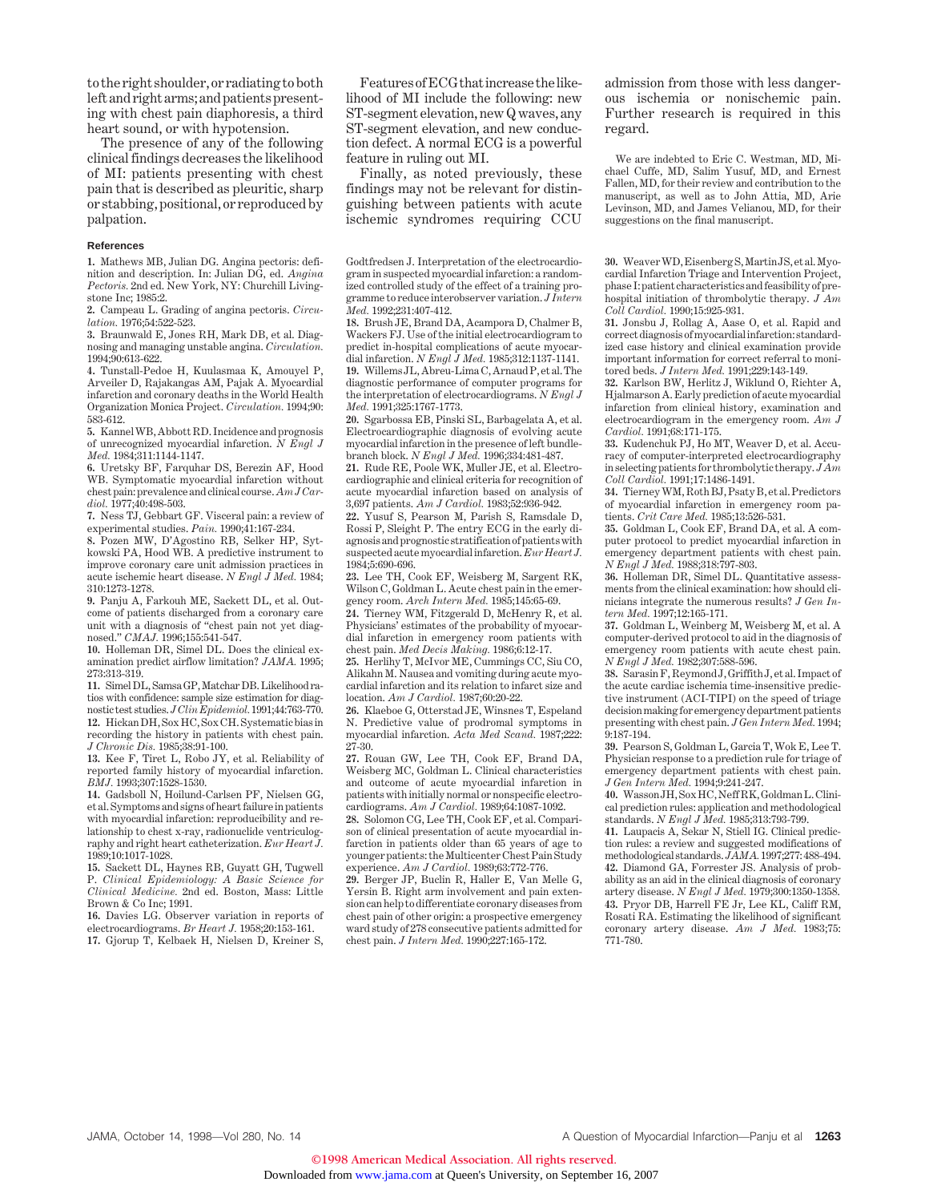to the right shoulder, or radiating to both left and right arms; and patients presenting with chest pain diaphoresis, a third heart sound, or with hypotension.

The presence of any of the following clinical findings decreases the likelihood of MI: patients presenting with chest pain that is described as pleuritic, sharp or stabbing, positional, or reproduced by palpation.

Features of ECG that increase the likelihood of MI include the following: new ST-segment elevation, new Q waves, any ST-segment elevation, and new conduction defect. A normal ECG is a powerful feature in ruling out MI.

Finally, as noted previously, these findings may not be relevant for distinguishing between patients with acute ischemic syndromes requiring CCU admission from those with less dangerous ischemia or nonischemic pain. Further research is required in this regard.

We are indebted to Eric C. Westman, MD, Michael Cuffe, MD, Salim Yusuf, MD, and Ernest Fallen, MD, for their review and contribution to the manuscript, as well as to John Attia, MD, Arie Levinson, MD, and James Velianou, MD, for their suggestions on the final manuscript.

## References

1. Mathews MB, Julian DG. Angina pectoris: definition and description. In: Julian DG, ed. *Angina Pectoris*. 2nd ed. New York, NY: Churchill Livingstone Inc; 1985:2.
2. Campeau L. Grading of angina pectoris. *Circulation*. 1976;54:522-523.
3. Braunwald E, Jones RH, Mark DB, et al. Diagnosing and managing unstable angina. *Circulation*. 1994;90:613-622.
4. Tunstall-Pedoe H, Kuulasmaa K, Amouyel P, Arveiler D, Rajakangas AM, Pajak A. Myocardial infarction and coronary deaths in the World Health Organization Monica Project. *Circulation*. 1994;90:583-612.
5. Kannel WB, Abbott RD. Incidence and prognosis of unrecognized myocardial infarction. *N Engl J Med*. 1984;311:1144-1147.
6. Uretsky BF, Farquhar DS, Berezin AF, Hood WB. Symptomatic myocardial infarction without chest pain: prevalence and clinical course. *Am J Cardiol*. 1977;40:498-503.
7. Ness TJ, Gebbart GF. Visceral pain: a review of experimental studies. *Pain*. 1990;41:167-234.
8. Pozen MW, D'Agostino RB, Selker HP, Sytkowski PA, Hood WB. A predictive instrument to improve coronary care unit admission practices in acute ischemic heart disease. *N Engl J Med*. 1984;310:1273-1278.
9. Panju A, Farkouh ME, Sackett DL, et al. Outcome of patients discharged from a coronary care unit with a diagnosis of "chest pain not yet diagnosed." *CMAJ*. 1996;155:541-547.
10. Holleman DR, Simel DL. Does the clinical examination predict airflow limitation? *JAMA*. 1995;273:313-319.
11. Simel DL, Samsa GP, Matchar DB. Likelihood ratios with confidence: sample size estimation for diagnostic test studies. *J Clin Epidemiol*. 1991;44:763-770.
12. Hickan DH, Sox HC, Sox CH. Systematic bias in recording the history in patients with chest pain. *J Chronic Dis*. 1985;38:91-100.
13. Kee F, Tiret L, Robo JY, et al. Reliability of reported family history of myocardial infarction. *BMJ*. 1993;307:1528-1530.
14. Gadsboll N, Hoilund-Carlsen PF, Nielsen GG, et al. Symptoms and signs of heart failure in patients with myocardial infarction: reproducibility and relationship to chest x-ray, radionuclide ventriculography and right heart catheterization. *Eur Heart J*. 1989;10:1017-1028.
15. Sackett DL, Haynes RB, Guyatt GH, Tugwell P. *Clinical Epidemiology: A Basic Science for Clinical Medicine*. 2nd ed. Boston, Mass: Little Brown & Co Inc; 1991.
16. Davies LG. Observer variation in reports of electrocardiograms. *Br Heart J*. 1958;20:153-161.
17. Gjorup T, Kelbaek H, Nielsen D, Kreiner S, Godtfredsen J. Interpretation of the electrocardiogram in suspected myocardial infarction: a randomized controlled study of the effect of a training programme to reduce interobserver variation. *J Intern Med*. 1992;231:407-412.
18. Brush JE, Brand DA, Acampora D, Chalmer B, Wackers FJ. Use of the initial electrocardiogram to predict in-hospital complications of acute myocardial infarction. *N Engl J Med*. 1985;312:1137-1141.
19. Willems JL, Abreu-Lima C, Arnaud P, et al. The diagnostic performance of computer programs for the interpretation of electrocardiograms. *N Engl J Med*. 1991;325:1767-1773.
20. Sgarbossa EB, Pinski SL, Barbagelata A, et al. Electrocardiographic diagnosis of evolving acute myocardial infarction in the presence of left bundle-branch block. *N Engl J Med*. 1996;334:481-487.
21. Rude RE, Poole WK, Muller JE, et al. Electrocardiographic and clinical criteria for recognition of acute myocardial infarction based on analysis of 3,697 patients. *Am J Cardiol*. 1983;52:936-942.
22. Yusuf S, Pearson M, Parish S, Ramsdale D, Rossi P, Sleight P. The entry ECG in the early diagnosis and prognostic stratification of patients with suspected acute myocardial infarction. *Eur Heart J*. 1984;5:690-696.
23. Lee TH, Cook EF, Weisberg M, Sargent RK, Wilson C, Goldman L. Acute chest pain in the emergency room. *Arch Intern Med*. 1985;145:65-69.
24. Tierney WM, Fitzgerald D, McHenry R, et al. Physicians' estimates of the probability of myocardial infarction in emergency room patients with chest pain. *Med Decis Making*. 1986;6:12-17.
25. Herlihy T, McIvor ME, Cummings CC, Siu CO, Alikahn M. Nausea and vomiting during acute myocardial infarction and its relation to infarct size and location. *Am J Cardiol*. 1987;60:20-22.
26. Klaeboe G, Otterstad JE, Winsnes T, Espeland N. Predictive value of prodromal symptoms in myocardial infarction. *Acta Med Scand*. 1987;222:27-30.
27. Rouan GW, Lee TH, Cook EF, Brand DA, Weisberg MC, Goldman L. Clinical characteristics and outcome of acute myocardial infarction in patients with initially normal or nonspecific electrocardiograms. *Am J Cardiol*. 1989;64:1087-1092.
28. Solomon CG, Lee TH, Cook EF, et al. Comparison of clinical presentation of acute myocardial infarction in patients older than 65 years of age to younger patients: the Multicenter Chest Pain Study experience. *Am J Cardiol*. 1989;63:772-776.
29. Berger JP, Buclin R, Haller E, Van Melle G, Yersin B. Right arm involvement and pain extension can help to differentiate coronary diseases from chest pain of other origin: a prospective emergency ward study of 278 consecutive patients admitted for chest pain. *J Intern Med*. 1990;227:165-172.
30. Weaver WD, Eisenberg S, Martin JS, et al. Myocardial Infarction Triage and Intervention Project, phase I: patient characteristics and feasibility of prehospital initiation of thrombolytic therapy. *J Am Coll Cardiol*. 1990;15:925-931.
31. Jonsbu J, Rollag A, Aase O, et al. Rapid and correct diagnosis of myocardial infarction: standardized case history and clinical examination provide important information for correct referral to monitored beds. *J Intern Med*. 1991;229:143-149.
32. Karlson BW, Herlitz J, Wiklund O, Richter A, Hjalmarson A. Early prediction of acute myocardial infarction from clinical history, examination and electrocardiogram in the emergency room. *Am J Cardiol*. 1991;68:171-175.
33. Kudenchuk PJ, Ho MT, Weaver D, et al. Accuracy of computer-interpreted electrocardiography in selecting patients for thrombolytic therapy. *J Am Coll Cardiol*. 1991;17:1486-1491.
34. Tierney WM, Roth BJ, Psaty B, et al. Predictors of myocardial infarction in emergency room patients. *Crit Care Med*. 1985;13:526-531.
35. Goldman L, Cook EF, Brand DA, et al. A computer protocol to predict myocardial infarction in emergency department patients with chest pain. *N Engl J Med*. 1988;318:797-803.
36. Holleman DR, Simel DL. Quantitative assessments from the clinical examination: how should clinicians integrate the numerous results? *J Gen Intern Med*. 1997;12:165-171.
37. Goldman L, Weinberg M, Weisberg M, et al. A computer-derived protocol to aid in the diagnosis of emergency room patients with acute chest pain. *N Engl J Med*. 1982;307:588-596.
38. Sarasin F, Reymond J, Griffith J, et al. Impact of the acute cardiac ischemia time-insensitive predictive instrument (ACI-TIPI) on the speed of triage decision making for emergency department patients presenting with chest pain. *J Gen Intern Med*. 1994;9:187-194.
39. Pearson S, Goldman L, Garcia T, Wok E, Lee T. Physician response to a prediction rule for triage of emergency department patients with chest pain. *J Gen Intern Med*. 1994;9:241-247.
40. Wasson JH, Sox HC, Neff RK, Goldman L. Clinical prediction rules: application and methodological standards. *N Engl J Med*. 1985;313:793-799.
41. Laupacis A, Sekar N, Stiell IG. Clinical prediction rules: a review and suggested modifications of methodological standards. *JAMA*. 1997;277:488-494.
42. Diamond GA, Forrester JS. Analysis of probability as an aid in the clinical diagnosis of coronary artery disease. *N Engl J Med*. 1979;300:1350-1358.
43. Pryor DB, Harrell FE Jr, Lee KL, Califf RM, Rosati RA. Estimating the likelihood of significant coronary artery disease. *Am J Med*. 1983;75:771-780.